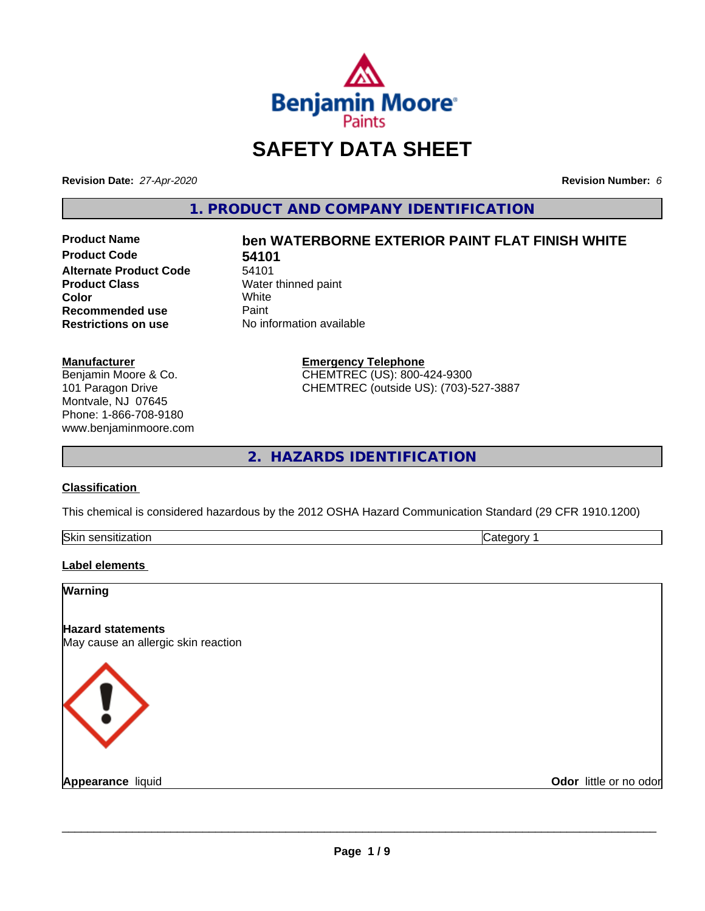# SAFETY DATA SHEET

**Revision Date:** *27-Apr-2020*

**Revision Number:** *6*

## 1. PRODUCT AND COMPANY IDENTIFICATION

| | |
|---|---|
| **Product Name** | **ben WATERBORNE EXTERIOR PAINT FLAT FINISH WHITE** |
| **Product Code** | **54101** |
| **Alternate Product Code** | 54101 |
| **Product Class** | Water thinned paint |
| **Color** | White |
| **Recommended use** | Paint |
| **Restrictions on use** | No information available |

**Manufacturer**
Benjamin Moore & Co.
101 Paragon Drive
Montvale, NJ 07645
Phone: 1-866-708-9180
www.benjaminmoore.com

**Emergency Telephone**
CHEMTREC (US): 800-424-9300
CHEMTREC (outside US): (703)-527-3887

## 2. HAZARDS IDENTIFICATION

**Classification**

This chemical is considered hazardous by the 2012 OSHA Hazard Communication Standard (29 CFR 1910.1200)

| | |
|---|---|
| Skin sensitization | Category 1 |

**Label elements**

**Warning**

**Hazard statements**
May cause an allergic skin reaction

**Appearance** liquid

**Odor** little or no odor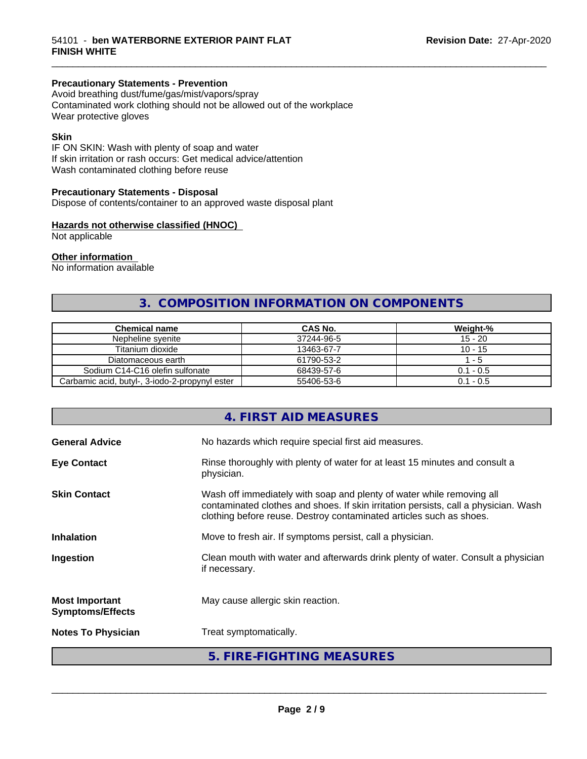**Precautionary Statements - Prevention**
Avoid breathing dust/fume/gas/mist/vapors/spray
Contaminated work clothing should not be allowed out of the workplace
Wear protective gloves

**Skin**
IF ON SKIN: Wash with plenty of soap and water
If skin irritation or rash occurs: Get medical advice/attention
Wash contaminated clothing before reuse

**Precautionary Statements - Disposal**
Dispose of contents/container to an approved waste disposal plant

**Hazards not otherwise classified (HNOC)**
Not applicable

**Other information**
No information available

## 3. COMPOSITION INFORMATION ON COMPONENTS

| Chemical name | CAS No. | Weight-% |
|---|---|---|
| Nepheline syenite | 37244-96-5 | 15 - 20 |
| Titanium dioxide | 13463-67-7 | 10 - 15 |
| Diatomaceous earth | 61790-53-2 | 1 - 5 |
| Sodium C14-C16 olefin sulfonate | 68439-57-6 | 0.1 - 0.5 |
| Carbamic acid, butyl-, 3-iodo-2-propynyl ester | 55406-53-6 | 0.1 - 0.5 |

## 4. FIRST AID MEASURES

**General Advice**: No hazards which require special first aid measures.

**Eye Contact**: Rinse thoroughly with plenty of water for at least 15 minutes and consult a physician.

**Skin Contact**: Wash off immediately with soap and plenty of water while removing all contaminated clothes and shoes. If skin irritation persists, call a physician. Wash clothing before reuse. Destroy contaminated articles such as shoes.

**Inhalation**: Move to fresh air. If symptoms persist, call a physician.

**Ingestion**: Clean mouth with water and afterwards drink plenty of water. Consult a physician if necessary.

**Most Important Symptoms/Effects**: May cause allergic skin reaction.

**Notes To Physician**: Treat symptomatically.

## 5. FIRE-FIGHTING MEASURES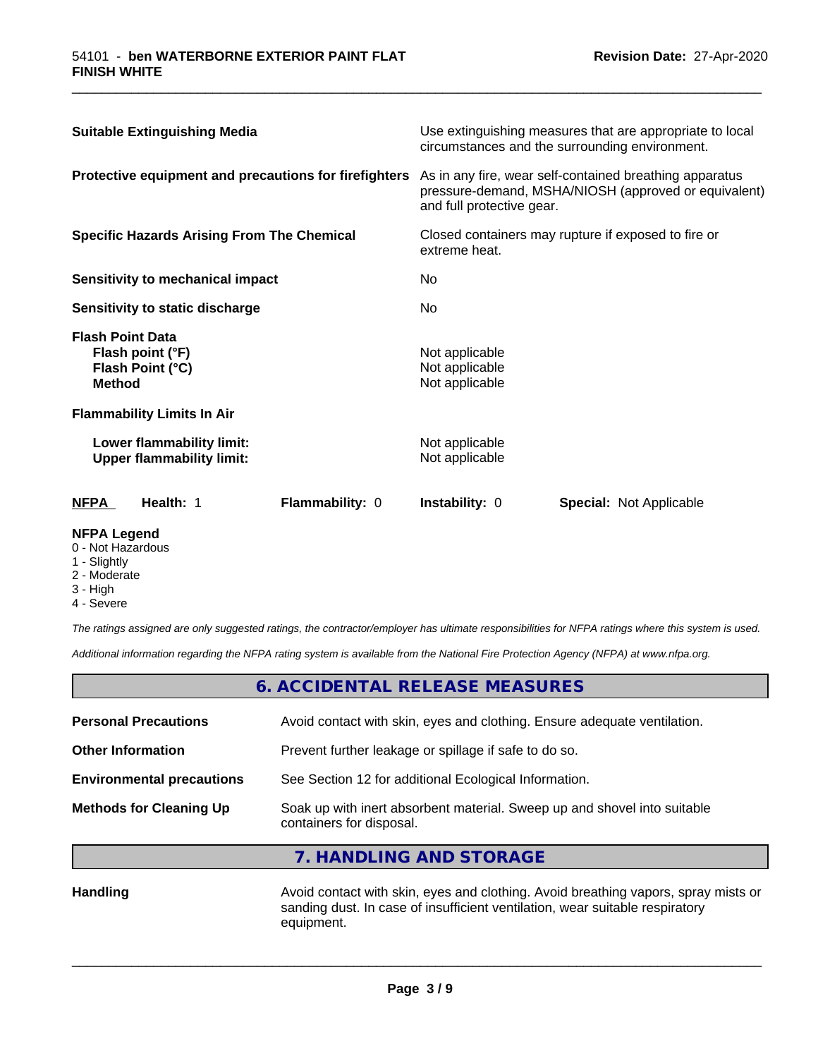**Suitable Extinguishing Media** — Use extinguishing measures that are appropriate to local circumstances and the surrounding environment.

**Protective equipment and precautions for firefighters** — As in any fire, wear self-contained breathing apparatus pressure-demand, MSHA/NIOSH (approved or equivalent) and full protective gear.

**Specific Hazards Arising From The Chemical** — Closed containers may rupture if exposed to fire or extreme heat.

**Sensitivity to mechanical impact** — No

**Sensitivity to static discharge** — No

**Flash Point Data**

| | |
|---|---|
| **Flash point (°F)** | Not applicable |
| **Flash Point (°C)** | Not applicable |
| **Method** | Not applicable |

**Flammability Limits In Air**

| | |
|---|---|
| **Lower flammability limit:** | Not applicable |
| **Upper flammability limit:** | Not applicable |

| **NFPA** | **Health:** 1 | **Flammability:** 0 | **Instability:** 0 | **Special:** Not Applicable |
|---|---|---|---|---|

**NFPA Legend**
- 0 - Not Hazardous
- 1 - Slightly
- 2 - Moderate
- 3 - High
- 4 - Severe

*The ratings assigned are only suggested ratings, the contractor/employer has ultimate responsibilities for NFPA ratings where this system is used.*

*Additional information regarding the NFPA rating system is available from the National Fire Protection Agency (NFPA) at www.nfpa.org.*

## 6. ACCIDENTAL RELEASE MEASURES

| | |
|---|---|
| **Personal Precautions** | Avoid contact with skin, eyes and clothing. Ensure adequate ventilation. |
| **Other Information** | Prevent further leakage or spillage if safe to do so. |
| **Environmental precautions** | See Section 12 for additional Ecological Information. |
| **Methods for Cleaning Up** | Soak up with inert absorbent material. Sweep up and shovel into suitable containers for disposal. |

## 7. HANDLING AND STORAGE

| | |
|---|---|
| **Handling** | Avoid contact with skin, eyes and clothing. Avoid breathing vapors, spray mists or sanding dust. In case of insufficient ventilation, wear suitable respiratory equipment. |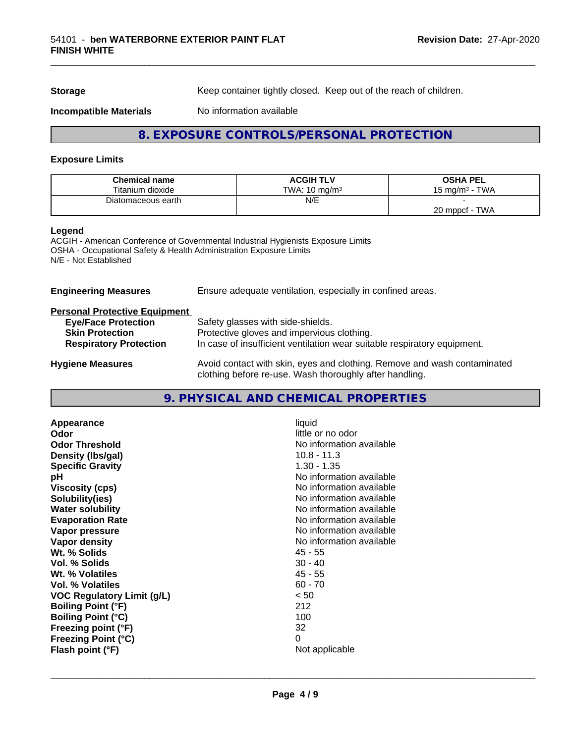| **Storage** | Keep container tightly closed. Keep out of the reach of children. |
|---|---|
| **Incompatible Materials** | No information available |

## 8. EXPOSURE CONTROLS/PERSONAL PROTECTION

**Exposure Limits**

| Chemical name | ACGIH TLV | OSHA PEL |
|---|---|---|
| Titanium dioxide | TWA: 10 mg/m³ | 15 mg/m³ - TWA |
| Diatomaceous earth | N/E | -<br>20 mppcf - TWA |

**Legend**
ACGIH - American Conference of Governmental Industrial Hygienists Exposure Limits
OSHA - Occupational Safety & Health Administration Exposure Limits
N/E - Not Established

**Engineering Measures** — Ensure adequate ventilation, especially in confined areas.

**Personal Protective Equipment**

- **Eye/Face Protection** — Safety glasses with side-shields.
- **Skin Protection** — Protective gloves and impervious clothing.
- **Respiratory Protection** — In case of insufficient ventilation wear suitable respiratory equipment.

**Hygiene Measures** — Avoid contact with skin, eyes and clothing. Remove and wash contaminated clothing before re-use. Wash thoroughly after handling.

## 9. PHYSICAL AND CHEMICAL PROPERTIES

| Property | Value |
|---|---|
| **Appearance** | liquid |
| **Odor** | little or no odor |
| **Odor Threshold** | No information available |
| **Density (lbs/gal)** | 10.8 - 11.3 |
| **Specific Gravity** | 1.30 - 1.35 |
| **pH** | No information available |
| **Viscosity (cps)** | No information available |
| **Solubility(ies)** | No information available |
| **Water solubility** | No information available |
| **Evaporation Rate** | No information available |
| **Vapor pressure** | No information available |
| **Vapor density** | No information available |
| **Wt. % Solids** | 45 - 55 |
| **Vol. % Solids** | 30 - 40 |
| **Wt. % Volatiles** | 45 - 55 |
| **Vol. % Volatiles** | 60 - 70 |
| **VOC Regulatory Limit (g/L)** | < 50 |
| **Boiling Point (°F)** | 212 |
| **Boiling Point (°C)** | 100 |
| **Freezing point (°F)** | 32 |
| **Freezing Point (°C)** | 0 |
| **Flash point (°F)** | Not applicable |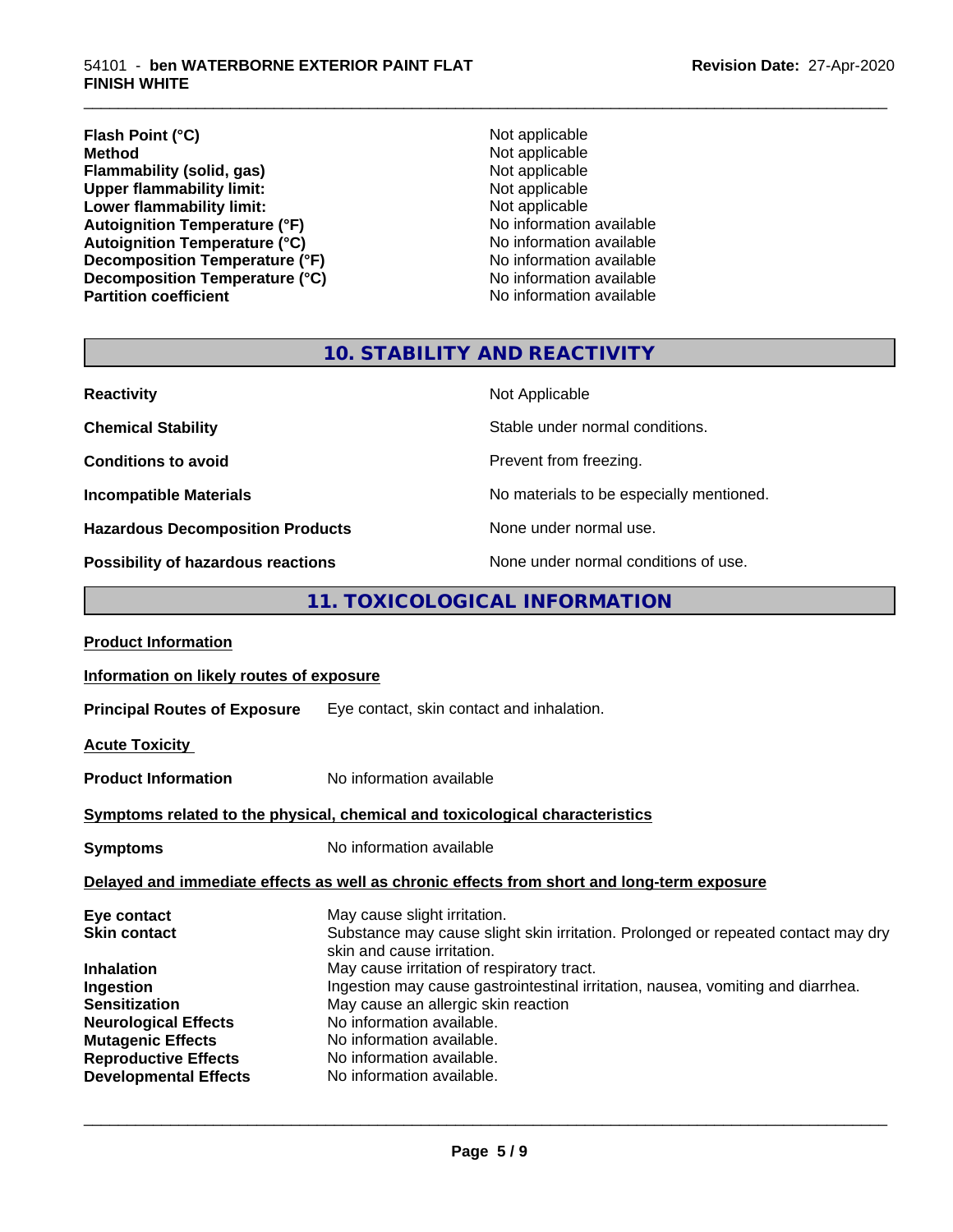| | |
|---|---|
| **Flash Point (°C)** | Not applicable |
| **Method** | Not applicable |
| **Flammability (solid, gas)** | Not applicable |
| **Upper flammability limit:** | Not applicable |
| **Lower flammability limit:** | Not applicable |
| **Autoignition Temperature (°F)** | No information available |
| **Autoignition Temperature (°C)** | No information available |
| **Decomposition Temperature (°F)** | No information available |
| **Decomposition Temperature (°C)** | No information available |
| **Partition coefficient** | No information available |

## 10. STABILITY AND REACTIVITY

| | |
|---|---|
| **Reactivity** | Not Applicable |
| **Chemical Stability** | Stable under normal conditions. |
| **Conditions to avoid** | Prevent from freezing. |
| **Incompatible Materials** | No materials to be especially mentioned. |
| **Hazardous Decomposition Products** | None under normal use. |
| **Possibility of hazardous reactions** | None under normal conditions of use. |

## 11. TOXICOLOGICAL INFORMATION

**Product Information**

**Information on likely routes of exposure**

**Principal Routes of Exposure** Eye contact, skin contact and inhalation.

**Acute Toxicity**

**Product Information** No information available

**Symptoms related to the physical, chemical and toxicological characteristics**

**Symptoms** No information available

**Delayed and immediate effects as well as chronic effects from short and long-term exposure**

| | |
|---|---|
| **Eye contact** | May cause slight irritation. |
| **Skin contact** | Substance may cause slight skin irritation. Prolonged or repeated contact may dry skin and cause irritation. |
| **Inhalation** | May cause irritation of respiratory tract. |
| **Ingestion** | Ingestion may cause gastrointestinal irritation, nausea, vomiting and diarrhea. |
| **Sensitization** | May cause an allergic skin reaction |
| **Neurological Effects** | No information available. |
| **Mutagenic Effects** | No information available. |
| **Reproductive Effects** | No information available. |
| **Developmental Effects** | No information available. |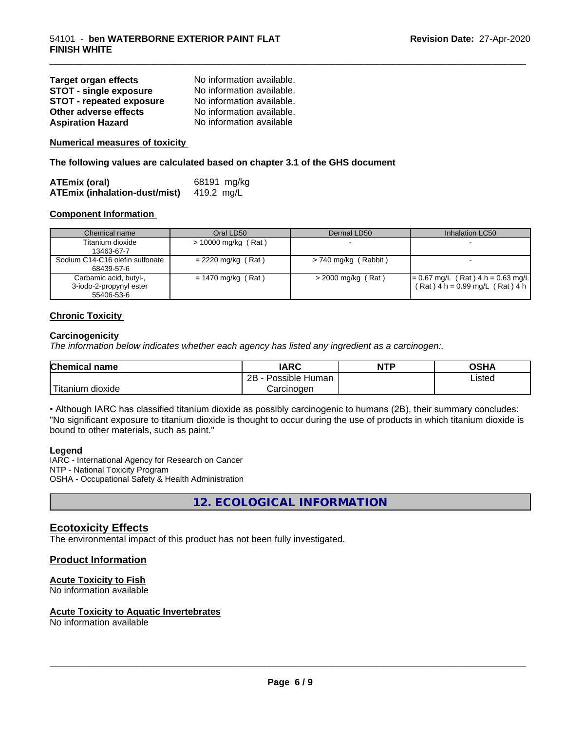| | |
|---|---|
| **Target organ effects** | No information available. |
| **STOT - single exposure** | No information available. |
| **STOT - repeated exposure** | No information available. |
| **Other adverse effects** | No information available. |
| **Aspiration Hazard** | No information available |

**Numerical measures of toxicity**

**The following values are calculated based on chapter 3.1 of the GHS document**

| | |
|---|---|
| **ATEmix (oral)** | 68191 mg/kg |
| **ATEmix (inhalation-dust/mist)** | 419.2 mg/L |

**Component Information**

| Chemical name | Oral LD50 | Dermal LD50 | Inhalation LC50 |
|---|---|---|---|
| Titanium dioxide 13463-67-7 | > 10000 mg/kg ( Rat ) | - | - |
| Sodium C14-C16 olefin sulfonate 68439-57-6 | = 2220 mg/kg ( Rat ) | > 740 mg/kg ( Rabbit ) | - |
| Carbamic acid, butyl-, 3-iodo-2-propynyl ester 55406-53-6 | = 1470 mg/kg ( Rat ) | > 2000 mg/kg ( Rat ) | = 0.67 mg/L ( Rat ) 4 h = 0.63 mg/L ( Rat ) 4 h = 0.99 mg/L ( Rat ) 4 h |

**Chronic Toxicity**

**Carcinogenicity**

*The information below indicates whether each agency has listed any ingredient as a carcinogen:.*

| Chemical name | IARC | NTP | OSHA |
|---|---|---|---|
| Titanium dioxide | 2B - Possible Human Carcinogen | | Listed |

• Although IARC has classified titanium dioxide as possibly carcinogenic to humans (2B), their summary concludes: "No significant exposure to titanium dioxide is thought to occur during the use of products in which titanium dioxide is bound to other materials, such as paint."

**Legend**

IARC - International Agency for Research on Cancer
NTP - National Toxicity Program
OSHA - Occupational Safety & Health Administration

## 12. ECOLOGICAL INFORMATION

### Ecotoxicity Effects

The environmental impact of this product has not been fully investigated.

### Product Information

**Acute Toxicity to Fish**

No information available

**Acute Toxicity to Aquatic Invertebrates**

No information available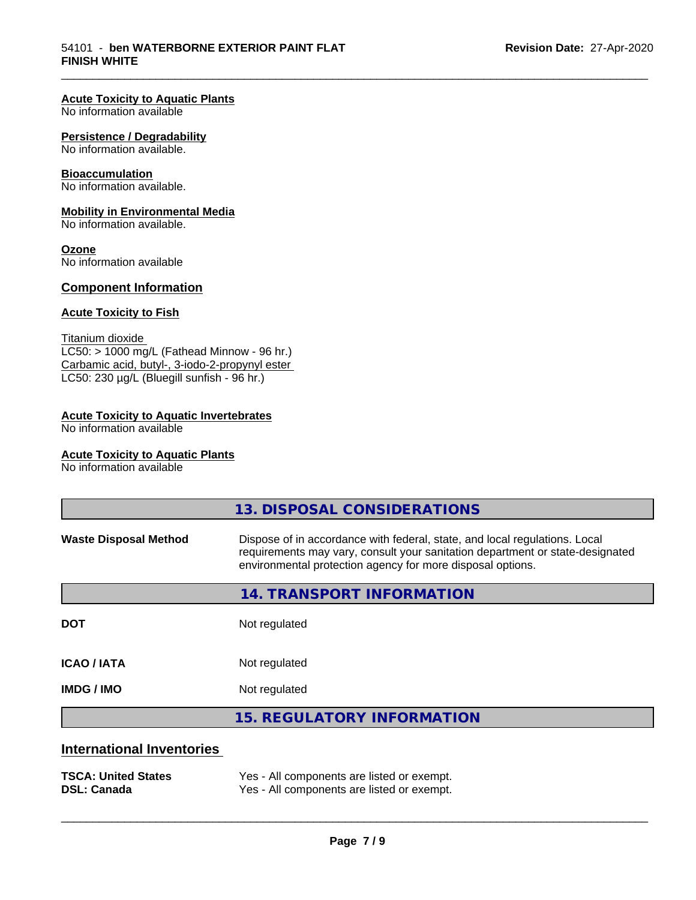**Acute Toxicity to Aquatic Plants**
No information available

**Persistence / Degradability**
No information available.

**Bioaccumulation**
No information available.

**Mobility in Environmental Media**
No information available.

**Ozone**
No information available

### Component Information

**Acute Toxicity to Fish**

Titanium dioxide
LC50: > 1000 mg/L (Fathead Minnow - 96 hr.)
Carbamic acid, butyl-, 3-iodo-2-propynyl ester
LC50: 230 µg/L (Bluegill sunfish - 96 hr.)

**Acute Toxicity to Aquatic Invertebrates**
No information available

**Acute Toxicity to Aquatic Plants**
No information available

## 13. DISPOSAL CONSIDERATIONS

| | |
|---|---|
| **Waste Disposal Method** | Dispose of in accordance with federal, state, and local regulations. Local requirements may vary, consult your sanitation department or state-designated environmental protection agency for more disposal options. |

## 14. TRANSPORT INFORMATION

| | |
|---|---|
| **DOT** | Not regulated |
| **ICAO / IATA** | Not regulated |
| **IMDG / IMO** | Not regulated |

## 15. REGULATORY INFORMATION

### International Inventories

| | |
|---|---|
| **TSCA: United States** | Yes - All components are listed or exempt. |
| **DSL: Canada** | Yes - All components are listed or exempt. |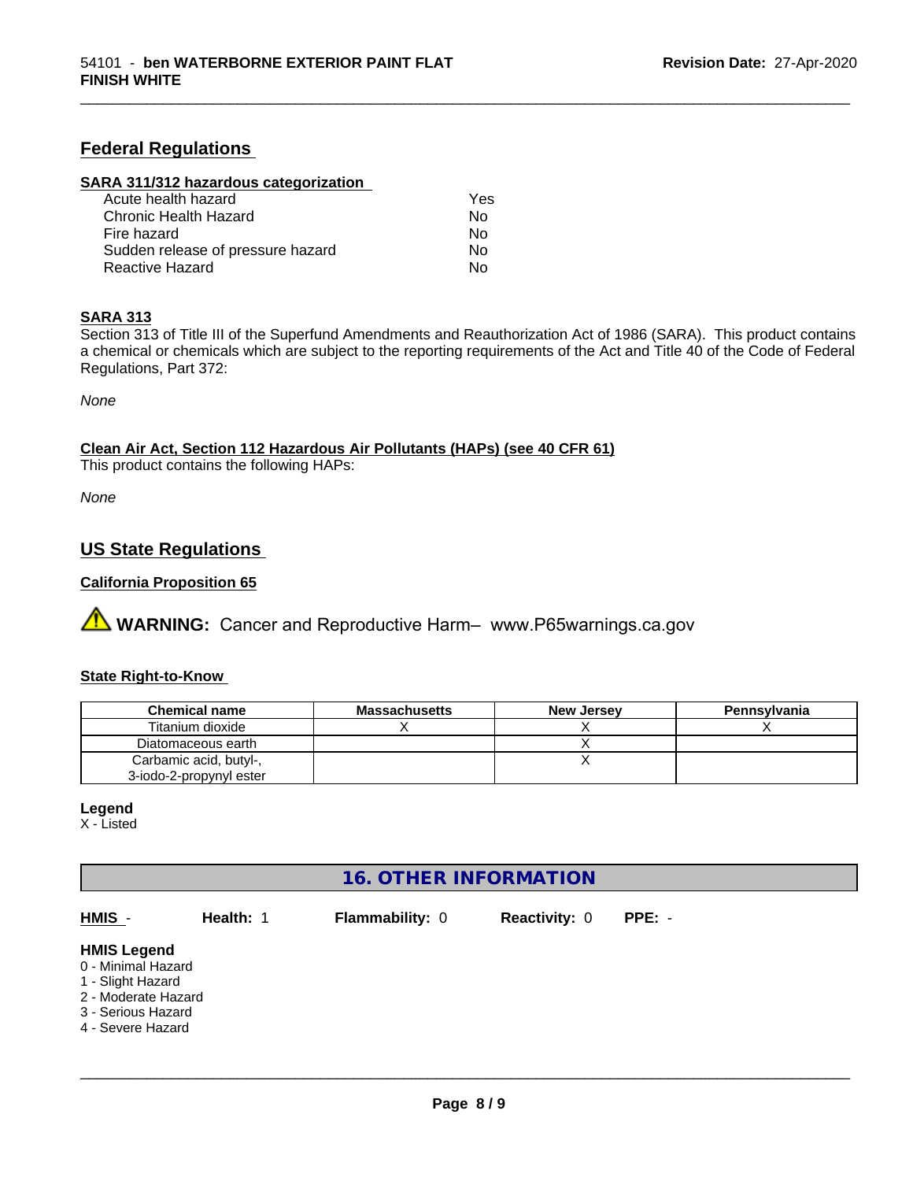## Federal Regulations

### SARA 311/312 hazardous categorization

| | |
|---|---|
| Acute health hazard | Yes |
| Chronic Health Hazard | No |
| Fire hazard | No |
| Sudden release of pressure hazard | No |
| Reactive Hazard | No |

### SARA 313

Section 313 of Title III of the Superfund Amendments and Reauthorization Act of 1986 (SARA). This product contains a chemical or chemicals which are subject to the reporting requirements of the Act and Title 40 of the Code of Federal Regulations, Part 372:

*None*

### Clean Air Act, Section 112 Hazardous Air Pollutants (HAPs) (see 40 CFR 61)

This product contains the following HAPs:

*None*

## US State Regulations

### California Proposition 65

⚠ **WARNING:** Cancer and Reproductive Harm– www.P65warnings.ca.gov

### State Right-to-Know

| Chemical name | Massachusetts | New Jersey | Pennsylvania |
|---|---|---|---|
| Titanium dioxide | X | X | X |
| Diatomaceous earth | | X | |
| Carbamic acid, butyl-, 3-iodo-2-propynyl ester | | X | |

**Legend**
X - Listed

# 16. OTHER INFORMATION

**HMIS** - **Health:** 1 **Flammability:** 0 **Reactivity:** 0 **PPE:** -

**HMIS Legend**
0 - Minimal Hazard
1 - Slight Hazard
2 - Moderate Hazard
3 - Serious Hazard
4 - Severe Hazard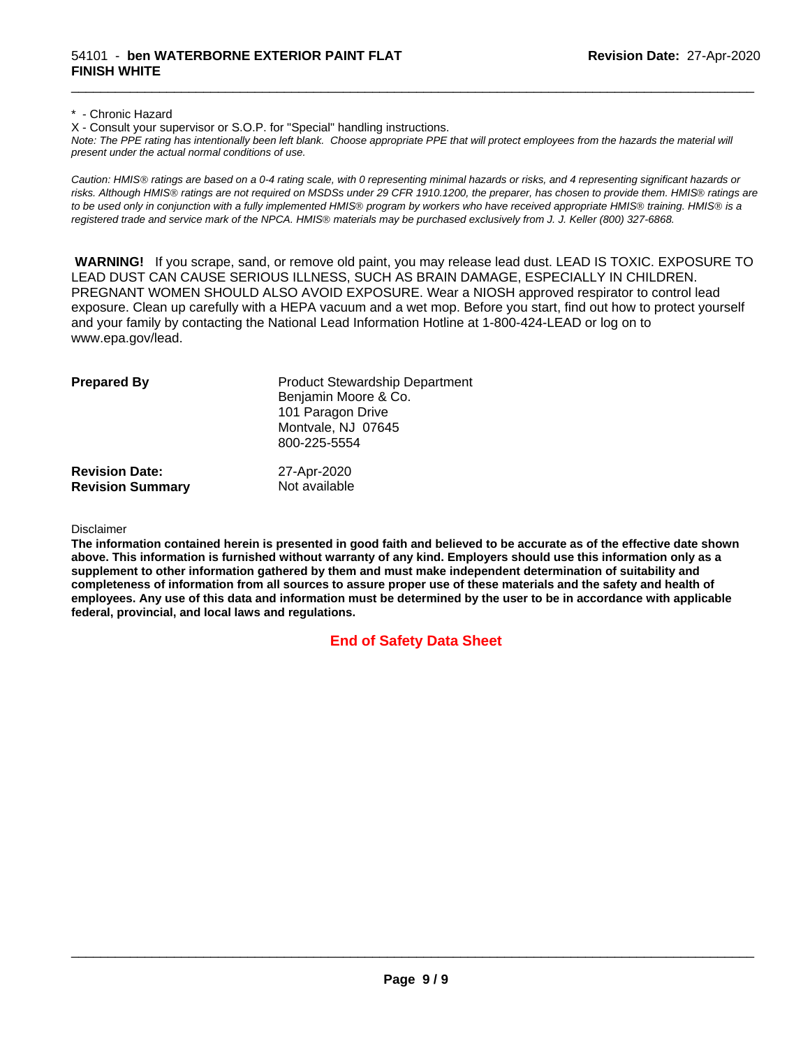\* - Chronic Hazard

X - Consult your supervisor or S.O.P. for "Special" handling instructions.

*Note: The PPE rating has intentionally been left blank. Choose appropriate PPE that will protect employees from the hazards the material will present under the actual normal conditions of use.*

*Caution: HMIS® ratings are based on a 0-4 rating scale, with 0 representing minimal hazards or risks, and 4 representing significant hazards or risks. Although HMIS® ratings are not required on MSDSs under 29 CFR 1910.1200, the preparer, has chosen to provide them. HMIS® ratings are to be used only in conjunction with a fully implemented HMIS® program by workers who have received appropriate HMIS® training. HMIS® is a registered trade and service mark of the NPCA. HMIS® materials may be purchased exclusively from J. J. Keller (800) 327-6868.*

**WARNING!** If you scrape, sand, or remove old paint, you may release lead dust. LEAD IS TOXIC. EXPOSURE TO LEAD DUST CAN CAUSE SERIOUS ILLNESS, SUCH AS BRAIN DAMAGE, ESPECIALLY IN CHILDREN. PREGNANT WOMEN SHOULD ALSO AVOID EXPOSURE. Wear a NIOSH approved respirator to control lead exposure. Clean up carefully with a HEPA vacuum and a wet mop. Before you start, find out how to protect yourself and your family by contacting the National Lead Information Hotline at 1-800-424-LEAD or log on to www.epa.gov/lead.

**Prepared By**
Product Stewardship Department
Benjamin Moore & Co.
101 Paragon Drive
Montvale, NJ 07645
800-225-5554

**Revision Date:** 27-Apr-2020
**Revision Summary** Not available

Disclaimer

**The information contained herein is presented in good faith and believed to be accurate as of the effective date shown above. This information is furnished without warranty of any kind. Employers should use this information only as a supplement to other information gathered by them and must make independent determination of suitability and completeness of information from all sources to assure proper use of these materials and the safety and health of employees. Any use of this data and information must be determined by the user to be in accordance with applicable federal, provincial, and local laws and regulations.**

**End of Safety Data Sheet**